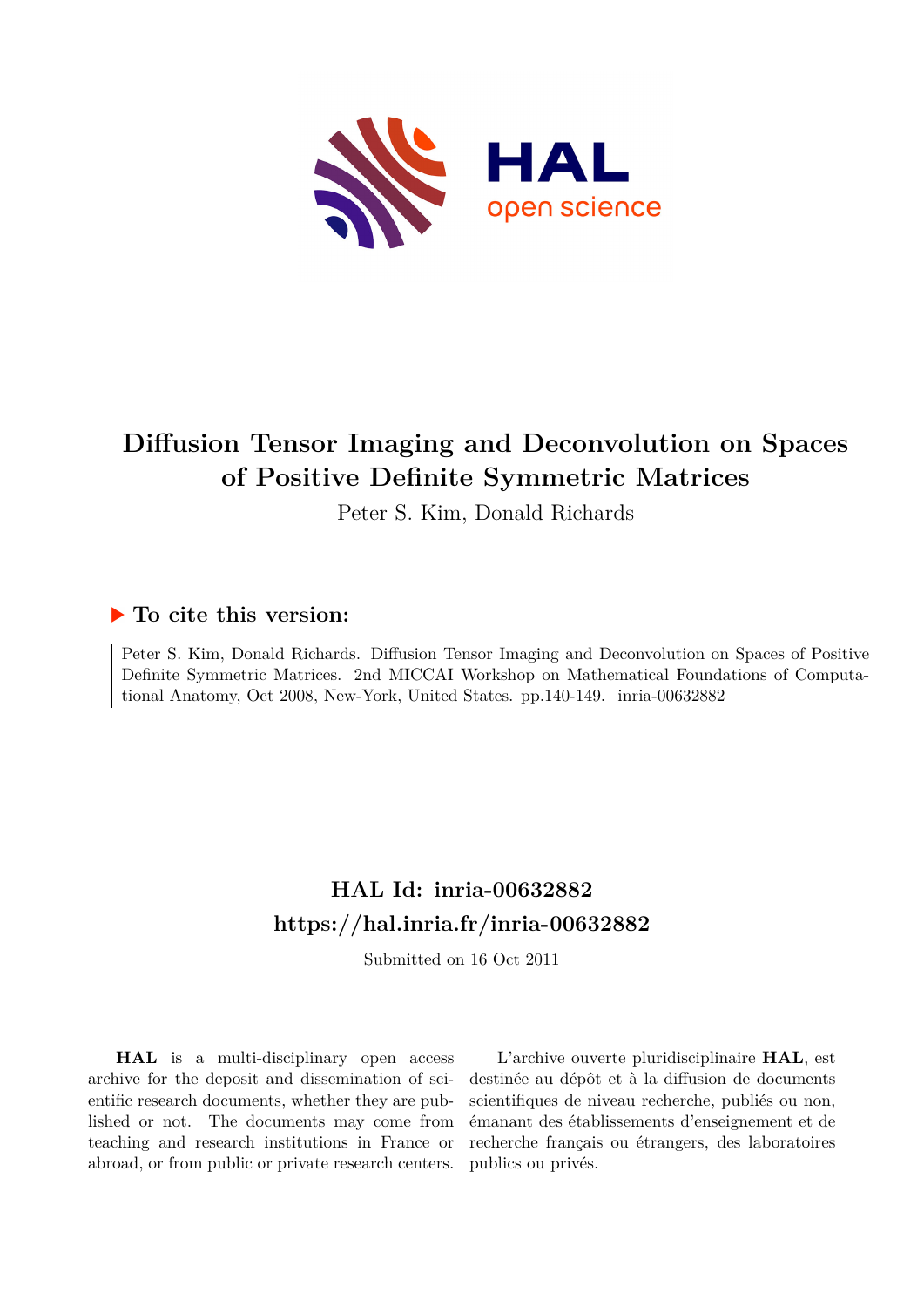# Diffusion Tensor Imaging and Deconvolution on Spaces of Positive Definite Symmetric Matrices

Peter S. Kim, Donald Richards

## ▶ To cite this version:

Peter S. Kim, Donald Richards. Diffusion Tensor Imaging and Deconvolution on Spaces of Positive Definite Symmetric Matrices. 2nd MICCAI Workshop on Mathematical Foundations of Computational Anatomy, Oct 2008, New-York, United States. pp.140-149. inria-00632882

## HAL Id: inria-00632882

## https://hal.inria.fr/inria-00632882

Submitted on 16 Oct 2011

**HAL** is a multi-disciplinary open access archive for the deposit and dissemination of scientific research documents, whether they are published or not. The documents may come from teaching and research institutions in France or abroad, or from public or private research centers.

L'archive ouverte pluridisciplinaire **HAL**, est destinée au dépôt et à la diffusion de documents scientifiques de niveau recherche, publiés ou non, émanant des établissements d'enseignement et de recherche français ou étrangers, des laboratoires publics ou privés.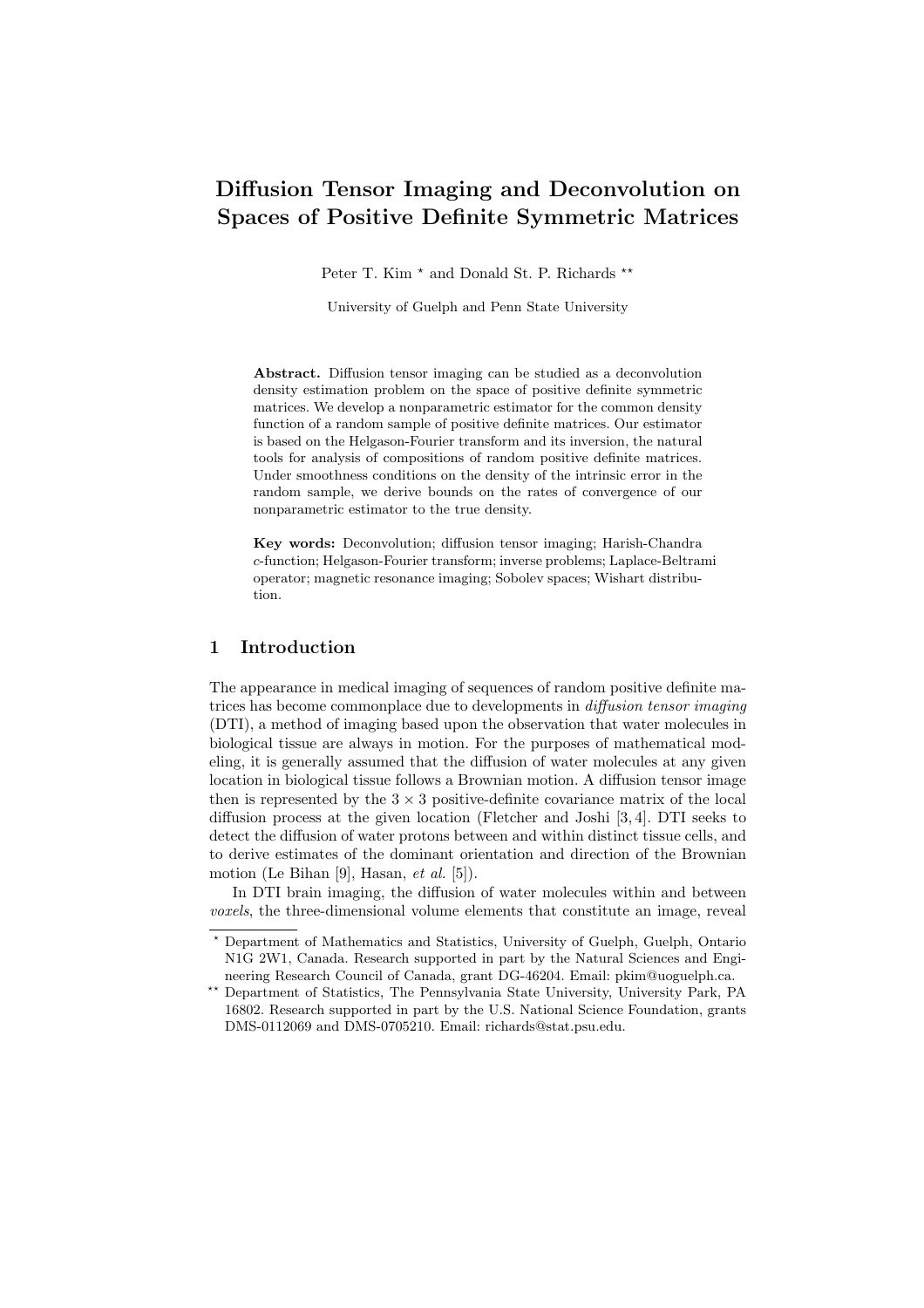# Diffusion Tensor Imaging and Deconvolution on Spaces of Positive Definite Symmetric Matrices

Peter T. Kim * and Donald St. P. Richards **

University of Guelph and Penn State University

**Abstract.** Diffusion tensor imaging can be studied as a deconvolution density estimation problem on the space of positive definite symmetric matrices. We develop a nonparametric estimator for the common density function of a random sample of positive definite matrices. Our estimator is based on the Helgason-Fourier transform and its inversion, the natural tools for analysis of compositions of random positive definite matrices. Under smoothness conditions on the density of the intrinsic error in the random sample, we derive bounds on the rates of convergence of our nonparametric estimator to the true density.

**Key words:** Deconvolution; diffusion tensor imaging; Harish-Chandra *c*-function; Helgason-Fourier transform; inverse problems; Laplace-Beltrami operator; magnetic resonance imaging; Sobolev spaces; Wishart distribution.

## 1 Introduction

The appearance in medical imaging of sequences of random positive definite matrices has become commonplace due to developments in *diffusion tensor imaging* (DTI), a method of imaging based upon the observation that water molecules in biological tissue are always in motion. For the purposes of mathematical modeling, it is generally assumed that the diffusion of water molecules at any given location in biological tissue follows a Brownian motion. A diffusion tensor image then is represented by the $3 \times 3$ positive-definite covariance matrix of the local diffusion process at the given location (Fletcher and Joshi [3, 4]. DTI seeks to detect the diffusion of water protons between and within distinct tissue cells, and to derive estimates of the dominant orientation and direction of the Brownian motion (Le Bihan [9], Hasan, *et al.* [5]).

In DTI brain imaging, the diffusion of water molecules within and between *voxels*, the three-dimensional volume elements that constitute an image, reveal

---

* Department of Mathematics and Statistics, University of Guelph, Guelph, Ontario N1G 2W1, Canada. Research supported in part by the Natural Sciences and Engineering Research Council of Canada, grant DG-46204. Email: pkim@uoguelph.ca.

** Department of Statistics, The Pennsylvania State University, University Park, PA 16802. Research supported in part by the U.S. National Science Foundation, grants DMS-0112069 and DMS-0705210. Email: richards@stat.psu.edu.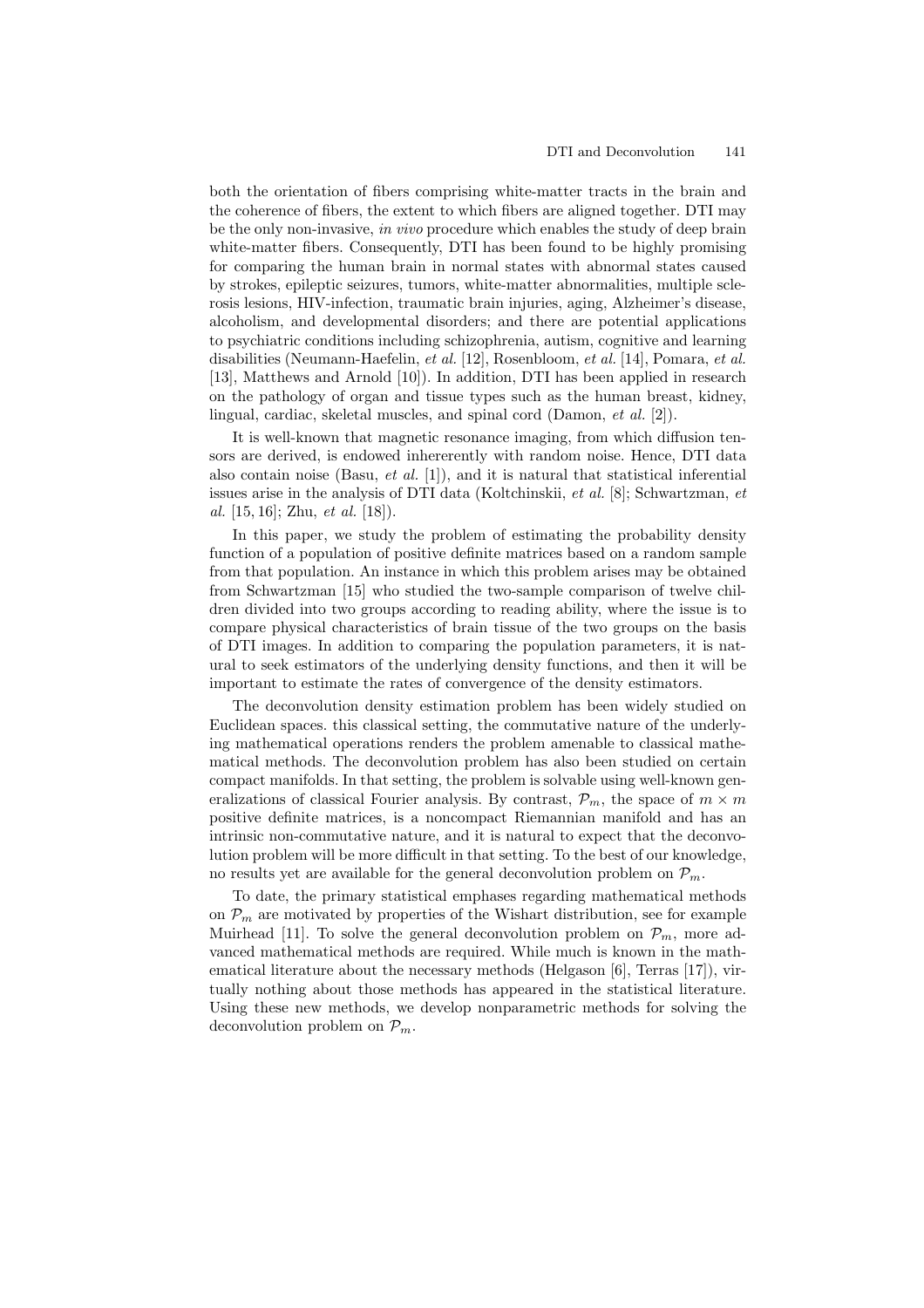both the orientation of fibers comprising white-matter tracts in the brain and the coherence of fibers, the extent to which fibers are aligned together. DTI may be the only non-invasive, *in vivo* procedure which enables the study of deep brain white-matter fibers. Consequently, DTI has been found to be highly promising for comparing the human brain in normal states with abnormal states caused by strokes, epileptic seizures, tumors, white-matter abnormalities, multiple sclerosis lesions, HIV-infection, traumatic brain injuries, aging, Alzheimer's disease, alcoholism, and developmental disorders; and there are potential applications to psychiatric conditions including schizophrenia, autism, cognitive and learning disabilities (Neumann-Haefelin, *et al.* [12], Rosenbloom, *et al.* [14], Pomara, *et al.* [13], Matthews and Arnold [10]). In addition, DTI has been applied in research on the pathology of organ and tissue types such as the human breast, kidney, lingual, cardiac, skeletal muscles, and spinal cord (Damon, *et al.* [2]).

It is well-known that magnetic resonance imaging, from which diffusion tensors are derived, is endowed inherently with random noise. Hence, DTI data also contain noise (Basu, *et al.* [1]), and it is natural that statistical inferential issues arise in the analysis of DTI data (Koltchinskii, *et al.* [8]; Schwartzman, *et al.* [15, 16]; Zhu, *et al.* [18]).

In this paper, we study the problem of estimating the probability density function of a population of positive definite matrices based on a random sample from that population. An instance in which this problem arises may be obtained from Schwartzman [15] who studied the two-sample comparison of twelve children divided into two groups according to reading ability, where the issue is to compare physical characteristics of brain tissue of the two groups on the basis of DTI images. In addition to comparing the population parameters, it is natural to seek estimators of the underlying density functions, and then it will be important to estimate the rates of convergence of the density estimators.

The deconvolution density estimation problem has been widely studied on Euclidean spaces. this classical setting, the commutative nature of the underlying mathematical operations renders the problem amenable to classical mathematical methods. The deconvolution problem has also been studied on certain compact manifolds. In that setting, the problem is solvable using well-known generalizations of classical Fourier analysis. By contrast, $\mathcal{P}_m$, the space of $m \times m$ positive definite matrices, is a noncompact Riemannian manifold and has an intrinsic non-commutative nature, and it is natural to expect that the deconvolution problem will be more difficult in that setting. To the best of our knowledge, no results yet are available for the general deconvolution problem on $\mathcal{P}_m$.

To date, the primary statistical emphases regarding mathematical methods on $\mathcal{P}_m$ are motivated by properties of the Wishart distribution, see for example Muirhead [11]. To solve the general deconvolution problem on $\mathcal{P}_m$, more advanced mathematical methods are required. While much is known in the mathematical literature about the necessary methods (Helgason [6], Terras [17]), virtually nothing about those methods has appeared in the statistical literature. Using these new methods, we develop nonparametric methods for solving the deconvolution problem on $\mathcal{P}_m$.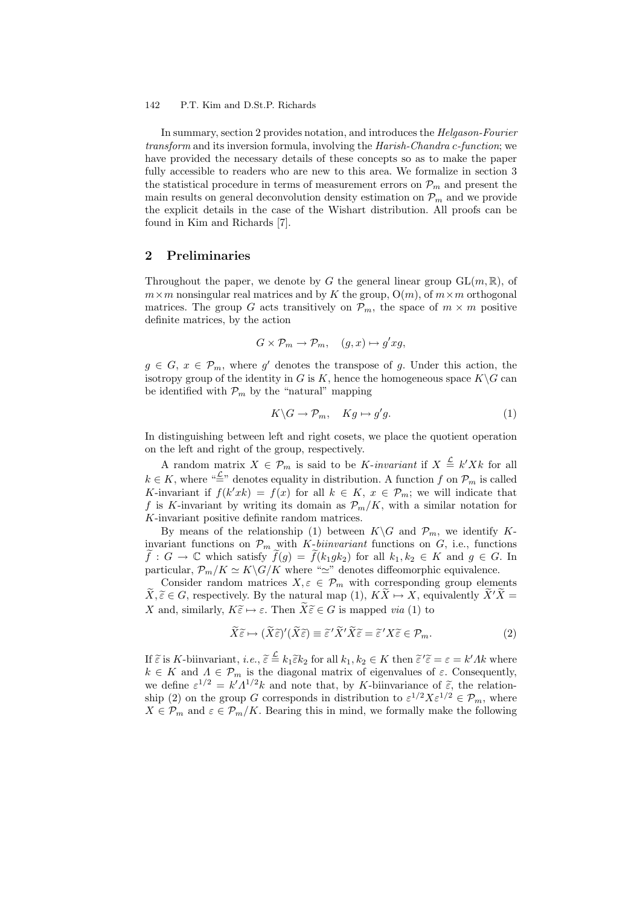In summary, section 2 provides notation, and introduces the *Helgason-Fourier transform* and its inversion formula, involving the *Harish-Chandra c-function*; we have provided the necessary details of these concepts so as to make the paper fully accessible to readers who are new to this area. We formalize in section 3 the statistical procedure in terms of measurement errors on $\mathcal{P}_m$ and present the main results on general deconvolution density estimation on $\mathcal{P}_m$ and we provide the explicit details in the case of the Wishart distribution. All proofs can be found in Kim and Richards [7].

## 2 Preliminaries

Throughout the paper, we denote by $G$ the general linear group $\mathrm{GL}(m, \mathbb{R})$, of $m \times m$ nonsingular real matrices and by $K$ the group, $\mathrm{O}(m)$, of $m \times m$ orthogonal matrices. The group $G$ acts transitively on $\mathcal{P}_m$, the space of $m \times m$ positive definite matrices, by the action

$$G \times \mathcal{P}_m \to \mathcal{P}_m, \quad (g, x) \mapsto g'xg,$$

$g \in G$, $x \in \mathcal{P}_m$, where $g'$ denotes the transpose of $g$. Under this action, the isotropy group of the identity in $G$ is $K$, hence the homogeneous space $K\backslash G$ can be identified with $\mathcal{P}_m$ by the "natural" mapping

$$K\backslash G \to \mathcal{P}_m, \quad Kg \mapsto g'g. \tag{1}$$

In distinguishing between left and right cosets, we place the quotient operation on the left and right of the group, respectively.

A random matrix $X \in \mathcal{P}_m$ is said to be *K-invariant* if $X \stackrel{\mathcal{L}}{=} k'Xk$ for all $k \in K$, where "$\stackrel{\mathcal{L}}{=}$" denotes equality in distribution. A function $f$ on $\mathcal{P}_m$ is called $K$-invariant if $f(k'xk) = f(x)$ for all $k \in K$, $x \in \mathcal{P}_m$; we will indicate that $f$ is $K$-invariant by writing its domain as $\mathcal{P}_m/K$, with a similar notation for $K$-invariant positive definite random matrices.

By means of the relationship (1) between $K\backslash G$ and $\mathcal{P}_m$, we identify $K$-invariant functions on $\mathcal{P}_m$ with *K-biinvariant* functions on $G$, i.e., functions $\widetilde{f} : G \to \mathbb{C}$ which satisfy $\widetilde{f}(g) = \widetilde{f}(k_1 g k_2)$ for all $k_1, k_2 \in K$ and $g \in G$. In particular, $\mathcal{P}_m/K \simeq K\backslash G/K$ where "$\simeq$" denotes diffeomorphic equivalence.

Consider random matrices $X, \varepsilon \in \mathcal{P}_m$ with corresponding group elements $\widetilde{X}, \widetilde{\varepsilon} \in G$, respectively. By the natural map (1), $K\widetilde{X} \mapsto X$, equivalently $\widetilde{X}'\widetilde{X} = X$ and, similarly, $K\widetilde{\varepsilon} \mapsto \varepsilon$. Then $\widetilde{X}\widetilde{\varepsilon} \in G$ is mapped *via* (1) to

$$\widetilde{X}\widetilde{\varepsilon} \mapsto (\widetilde{X}\widetilde{\varepsilon})'(\widetilde{X}\widetilde{\varepsilon}) \equiv \widetilde{\varepsilon}'\widetilde{X}'\widetilde{X}\widetilde{\varepsilon} = \widetilde{\varepsilon}'X\widetilde{\varepsilon} \in \mathcal{P}_m. \tag{2}$$

If $\widetilde{\varepsilon}$ is $K$-biinvariant, *i.e.*, $\widetilde{\varepsilon} \stackrel{\mathcal{L}}{=} k_1\widetilde{\varepsilon}k_2$ for all $k_1, k_2 \in K$ then $\widetilde{\varepsilon}'\widetilde{\varepsilon} = \varepsilon = k'\Lambda k$ where $k \in K$ and $\Lambda \in \mathcal{P}_m$ is the diagonal matrix of eigenvalues of $\varepsilon$. Consequently, we define $\varepsilon^{1/2} = k'\Lambda^{1/2}k$ and note that, by $K$-biinvariance of $\widetilde{\varepsilon}$, the relationship (2) on the group $G$ corresponds in distribution to $\varepsilon^{1/2}X\varepsilon^{1/2} \in \mathcal{P}_m$, where $X \in \mathcal{P}_m$ and $\varepsilon \in \mathcal{P}_m/K$. Bearing this in mind, we formally make the following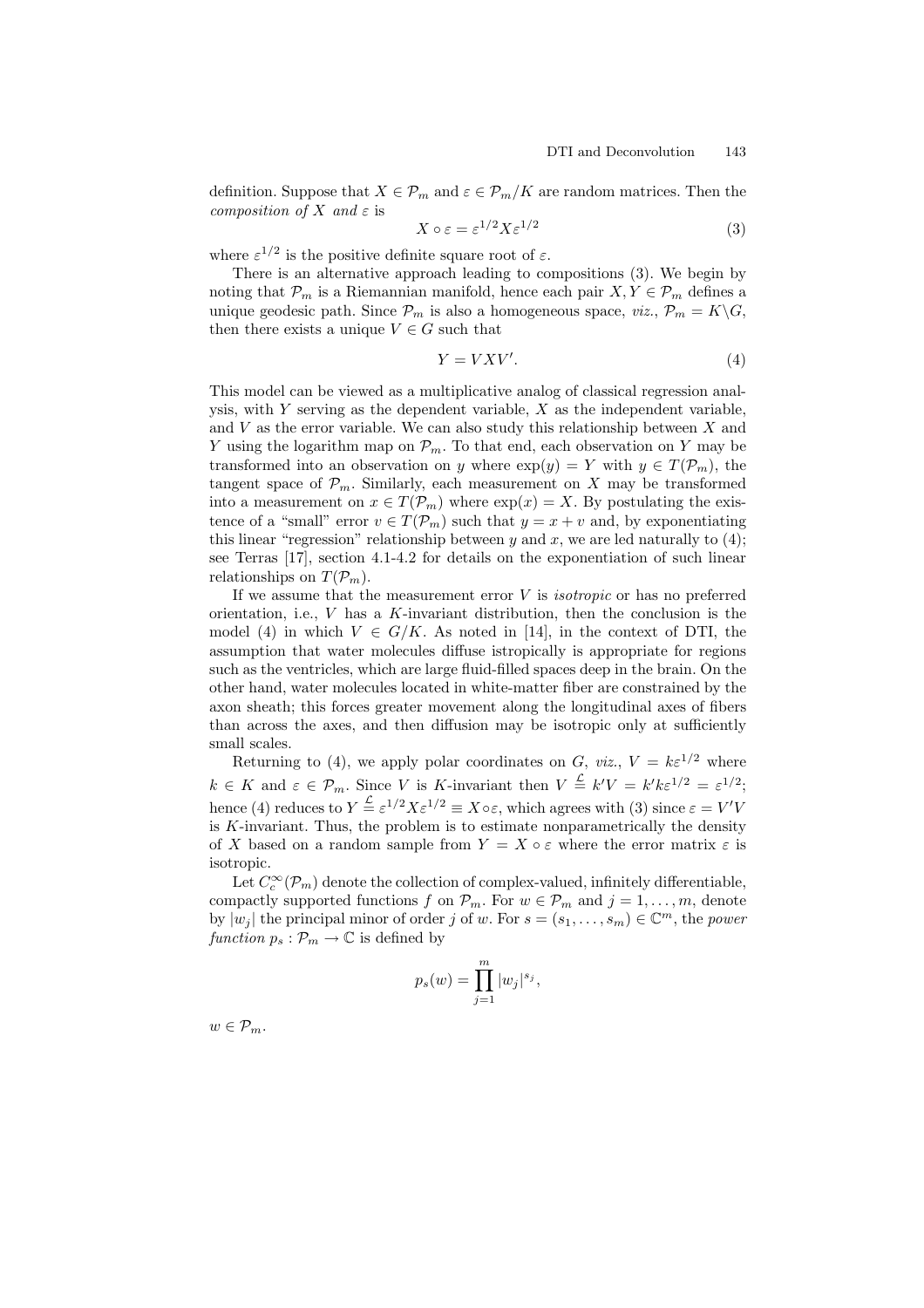definition. Suppose that $X \in \mathcal{P}_m$ and $\varepsilon \in \mathcal{P}_m/K$ are random matrices. Then the *composition of* $X$ *and* $\varepsilon$ is

$$X \circ \varepsilon = \varepsilon^{1/2} X \varepsilon^{1/2} \tag{3}$$

where $\varepsilon^{1/2}$ is the positive definite square root of $\varepsilon$.

There is an alternative approach leading to compositions (3). We begin by noting that $\mathcal{P}_m$ is a Riemannian manifold, hence each pair $X, Y \in \mathcal{P}_m$ defines a unique geodesic path. Since $\mathcal{P}_m$ is also a homogeneous space, *viz.*, $\mathcal{P}_m = K \backslash G$, then there exists a unique $V \in G$ such that

$$Y = V X V'. \tag{4}$$

This model can be viewed as a multiplicative analog of classical regression analysis, with $Y$ serving as the dependent variable, $X$ as the independent variable, and $V$ as the error variable. We can also study this relationship between $X$ and $Y$ using the logarithm map on $\mathcal{P}_m$. To that end, each observation on $Y$ may be transformed into an observation on $y$ where $\exp(y) = Y$ with $y \in T(\mathcal{P}_m)$, the tangent space of $\mathcal{P}_m$. Similarly, each measurement on $X$ may be transformed into a measurement on $x \in T(\mathcal{P}_m)$ where $\exp(x) = X$. By postulating the existence of a "small" error $v \in T(\mathcal{P}_m)$ such that $y = x + v$ and, by exponentiating this linear "regression" relationship between $y$ and $x$, we are led naturally to (4); see Terras [17], section 4.1-4.2 for details on the exponentiation of such linear relationships on $T(\mathcal{P}_m)$.

If we assume that the measurement error $V$ is *isotropic* or has no preferred orientation, i.e., $V$ has a $K$-invariant distribution, then the conclusion is the model (4) in which $V \in G/K$. As noted in [14], in the context of DTI, the assumption that water molecules diffuse istropically is appropriate for regions such as the ventricles, which are large fluid-filled spaces deep in the brain. On the other hand, water molecules located in white-matter fiber are constrained by the axon sheath; this forces greater movement along the longitudinal axes of fibers than across the axes, and then diffusion may be isotropic only at sufficiently small scales.

Returning to (4), we apply polar coordinates on $G$, *viz.*, $V = k\varepsilon^{1/2}$ where $k \in K$ and $\varepsilon \in \mathcal{P}_m$. Since $V$ is $K$-invariant then $V \stackrel{\mathcal{L}}{=} k'V = k'k\varepsilon^{1/2} = \varepsilon^{1/2}$; hence (4) reduces to $Y \stackrel{\mathcal{L}}{=} \varepsilon^{1/2} X \varepsilon^{1/2} \equiv X \circ \varepsilon$, which agrees with (3) since $\varepsilon = V'V$ is $K$-invariant. Thus, the problem is to estimate nonparametrically the density of $X$ based on a random sample from $Y = X \circ \varepsilon$ where the error matrix $\varepsilon$ is isotropic.

Let $C_c^\infty(\mathcal{P}_m)$ denote the collection of complex-valued, infinitely differentiable, compactly supported functions $f$ on $\mathcal{P}_m$. For $w \in \mathcal{P}_m$ and $j = 1, \ldots, m$, denote by $|w_j|$ the principal minor of order $j$ of $w$. For $s = (s_1, \ldots, s_m) \in \mathbb{C}^m$, the *power function* $p_s : \mathcal{P}_m \to \mathbb{C}$ is defined by

$$p_s(w) = \prod_{j=1}^{m} |w_j|^{s_j},$$

$w \in \mathcal{P}_m$.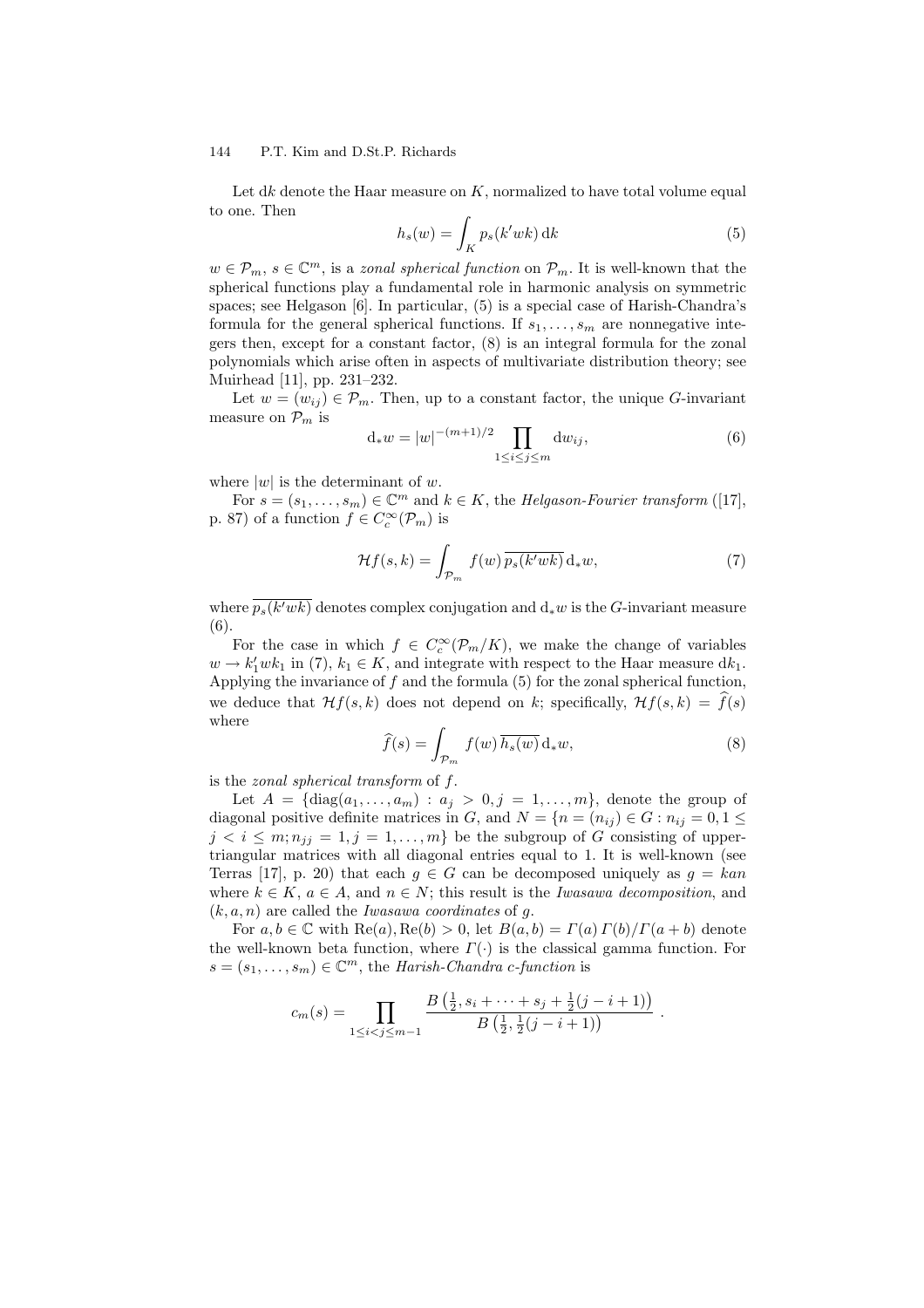Let $\mathrm{d}k$ denote the Haar measure on $K$, normalized to have total volume equal to one. Then

$$h_s(w) = \int_K p_s(k'wk)\,\mathrm{d}k \tag{5}$$

$w \in \mathcal{P}_m$, $s \in \mathbb{C}^m$, is a *zonal spherical function* on $\mathcal{P}_m$. It is well-known that the spherical functions play a fundamental role in harmonic analysis on symmetric spaces; see Helgason [6]. In particular, (5) is a special case of Harish-Chandra's formula for the general spherical functions. If $s_1, \ldots, s_m$ are nonnegative integers then, except for a constant factor, (8) is an integral formula for the zonal polynomials which arise often in aspects of multivariate distribution theory; see Muirhead [11], pp. 231–232.

Let $w = (w_{ij}) \in \mathcal{P}_m$. Then, up to a constant factor, the unique $G$-invariant measure on $\mathcal{P}_m$ is

$$\mathrm{d}_* w = |w|^{-(m+1)/2} \prod_{1 \le i \le j \le m} \mathrm{d}w_{ij}, \tag{6}$$

where $|w|$ is the determinant of $w$.

For $s = (s_1, \ldots, s_m) \in \mathbb{C}^m$ and $k \in K$, the *Helgason-Fourier transform* ([17], p. 87) of a function $f \in C_c^\infty(\mathcal{P}_m)$ is

$$\mathcal{H}f(s,k) = \int_{\mathcal{P}_m} f(w)\,\overline{p_s(k'wk)}\,\mathrm{d}_* w, \tag{7}$$

where $\overline{p_s(k'wk)}$ denotes complex conjugation and $\mathrm{d}_* w$ is the $G$-invariant measure (6).

For the case in which $f \in C_c^\infty(\mathcal{P}_m/K)$, we make the change of variables $w \to k_1' w k_1$ in (7), $k_1 \in K$, and integrate with respect to the Haar measure $\mathrm{d}k_1$. Applying the invariance of $f$ and the formula (5) for the zonal spherical function, we deduce that $\mathcal{H}f(s,k)$ does not depend on $k$; specifically, $\mathcal{H}f(s,k) = \widehat{f}(s)$ where

$$\widehat{f}(s) = \int_{\mathcal{P}_m} f(w)\,\overline{h_s(w)}\,\mathrm{d}_* w, \tag{8}$$

is the *zonal spherical transform* of $f$.

Let $A = \{\mathrm{diag}(a_1, \ldots, a_m) : a_j > 0, j = 1, \ldots, m\}$, denote the group of diagonal positive definite matrices in $G$, and $N = \{n = (n_{ij}) \in G : n_{ij} = 0, 1 \le j < i \le m; n_{jj} = 1, j = 1, \ldots, m\}$ be the subgroup of $G$ consisting of upper-triangular matrices with all diagonal entries equal to 1. It is well-known (see Terras [17], p. 20) that each $g \in G$ can be decomposed uniquely as $g = kan$ where $k \in K$, $a \in A$, and $n \in N$; this result is the *Iwasawa decomposition*, and $(k, a, n)$ are called the *Iwasawa coordinates* of $g$.

For $a, b \in \mathbb{C}$ with $\mathrm{Re}(a), \mathrm{Re}(b) > 0$, let $B(a,b) = \Gamma(a)\,\Gamma(b)/\Gamma(a+b)$ denote the well-known beta function, where $\Gamma(\cdot)$ is the classical gamma function. For $s = (s_1, \ldots, s_m) \in \mathbb{C}^m$, the *Harish-Chandra c-function* is

$$c_m(s) = \prod_{1 \le i < j \le m-1} \frac{B\left(\frac{1}{2}, s_i + \cdots + s_j + \frac{1}{2}(j - i + 1)\right)}{B\left(\frac{1}{2}, \frac{1}{2}(j - i + 1)\right)} \ .$$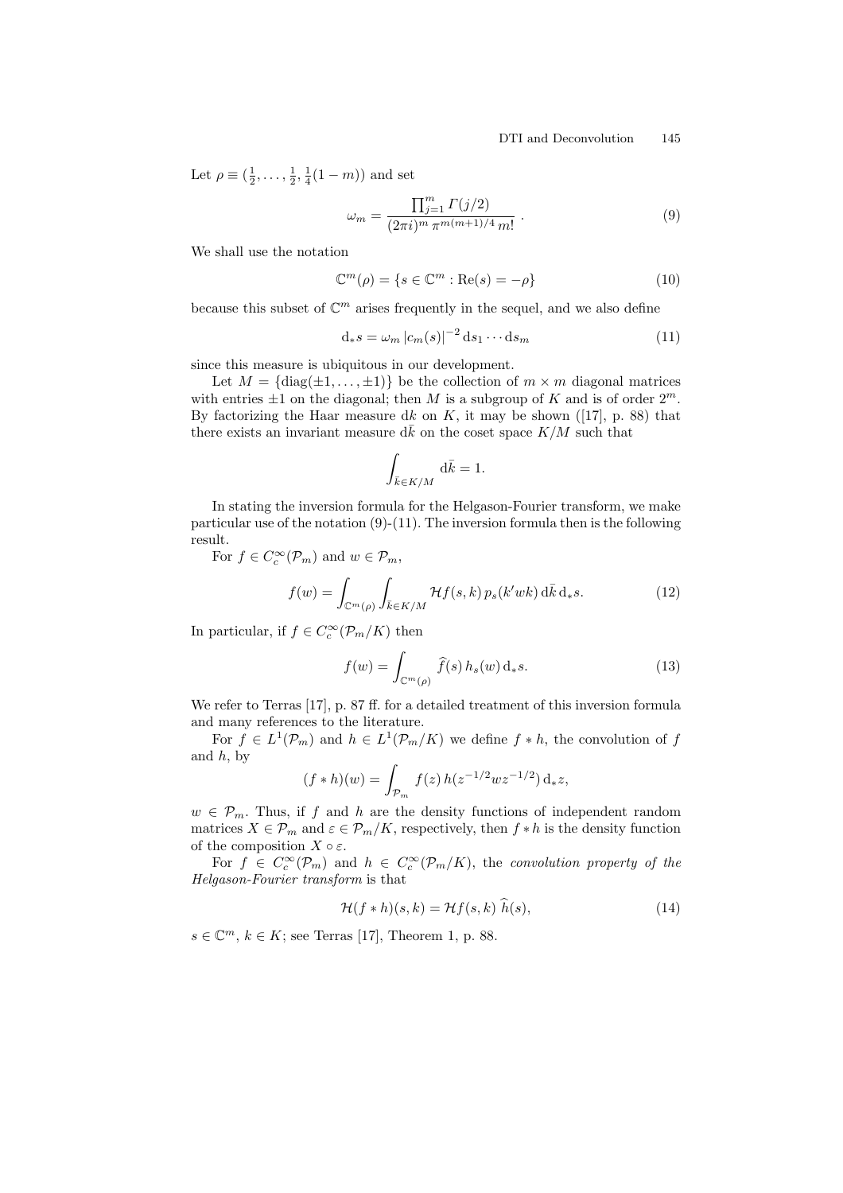Let $\rho \equiv (\frac{1}{2}, \ldots, \frac{1}{2}, \frac{1}{4}(1-m))$ and set

$$\omega_m = \frac{\prod_{j=1}^{m} \Gamma(j/2)}{(2\pi i)^m \, \pi^{m(m+1)/4} \, m!} \ . \tag{9}$$

We shall use the notation

$$\mathbb{C}^m(\rho) = \{s \in \mathbb{C}^m : \mathrm{Re}(s) = -\rho\} \tag{10}$$

because this subset of $\mathbb{C}^m$ arises frequently in the sequel, and we also define

$$\mathrm{d}_* s = \omega_m \, |c_m(s)|^{-2} \, \mathrm{d}s_1 \cdots \mathrm{d}s_m \tag{11}$$

since this measure is ubiquitous in our development.

Let $M = \{\mathrm{diag}(\pm 1, \ldots, \pm 1)\}$ be the collection of $m \times m$ diagonal matrices with entries $\pm 1$ on the diagonal; then $M$ is a subgroup of $K$ and is of order $2^m$. By factorizing the Haar measure $\mathrm{d}k$ on $K$, it may be shown ([17], p. 88) that there exists an invariant measure $\mathrm{d}\bar{k}$ on the coset space $K/M$ such that

$$\int_{\bar{k} \in K/M} \mathrm{d}\bar{k} = 1.$$

In stating the inversion formula for the Helgason-Fourier transform, we make particular use of the notation (9)-(11). The inversion formula then is the following result.

For $f \in C_c^\infty(\mathcal{P}_m)$ and $w \in \mathcal{P}_m$,

$$f(w) = \int_{\mathbb{C}^m(\rho)} \int_{\bar{k} \in K/M} \mathcal{H}f(s,k) \, p_s(k'wk) \, \mathrm{d}\bar{k} \, \mathrm{d}_* s. \tag{12}$$

In particular, if $f \in C_c^\infty(\mathcal{P}_m/K)$ then

$$f(w) = \int_{\mathbb{C}^m(\rho)} \widehat{f}(s) \, h_s(w) \, \mathrm{d}_* s. \tag{13}$$

We refer to Terras [17], p. 87 ff. for a detailed treatment of this inversion formula and many references to the literature.

For $f \in L^1(\mathcal{P}_m)$ and $h \in L^1(\mathcal{P}_m/K)$ we define $f * h$, the convolution of $f$ and $h$, by

$$(f * h)(w) = \int_{\mathcal{P}_m} f(z) \, h(z^{-1/2} w z^{-1/2}) \, \mathrm{d}_* z,$$

$w \in \mathcal{P}_m$. Thus, if $f$ and $h$ are the density functions of independent random matrices $X \in \mathcal{P}_m$ and $\varepsilon \in \mathcal{P}_m/K$, respectively, then $f * h$ is the density function of the composition $X \circ \varepsilon$.

For $f \in C_c^\infty(\mathcal{P}_m)$ and $h \in C_c^\infty(\mathcal{P}_m/K)$, the *convolution property of the Helgason-Fourier transform* is that

$$\mathcal{H}(f * h)(s,k) = \mathcal{H}f(s,k) \, \widehat{h}(s), \tag{14}$$

$s \in \mathbb{C}^m$, $k \in K$; see Terras [17], Theorem 1, p. 88.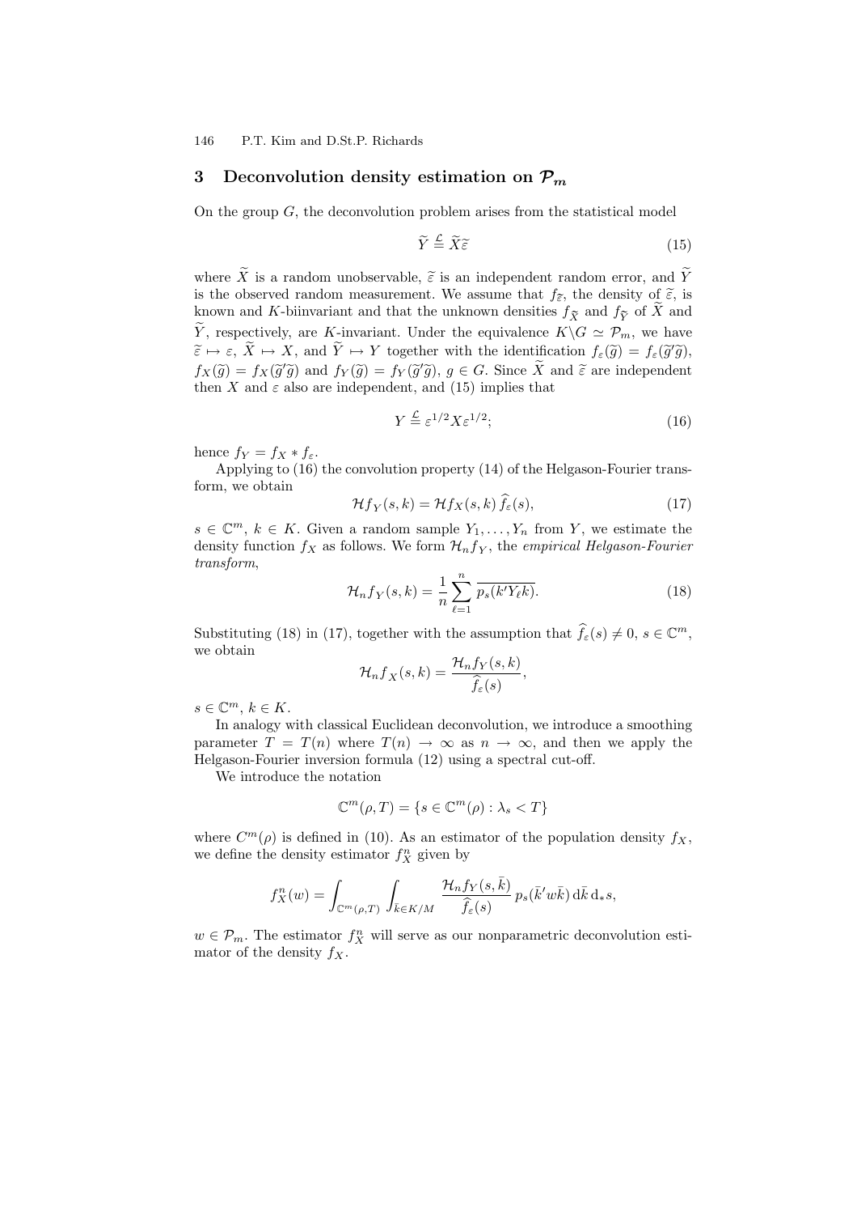## 3 Deconvolution density estimation on $\mathcal{P}_m$

On the group $G$, the deconvolution problem arises from the statistical model

$$\widetilde{Y} \stackrel{\mathcal{L}}{=} \widetilde{X}\widetilde{\varepsilon} \tag{15}$$

where $\widetilde{X}$ is a random unobservable, $\widetilde{\varepsilon}$ is an independent random error, and $\widetilde{Y}$ is the observed random measurement. We assume that $f_{\widetilde{\varepsilon}}$, the density of $\widetilde{\varepsilon}$, is known and $K$-biinvariant and that the unknown densities $f_{\widetilde{X}}$ and $f_{\widetilde{Y}}$ of $\widetilde{X}$ and $\widetilde{Y}$, respectively, are $K$-invariant. Under the equivalence $K\backslash G \simeq \mathcal{P}_m$, we have $\widetilde{\varepsilon} \mapsto \varepsilon$, $\widetilde{X} \mapsto X$, and $\widetilde{Y} \mapsto Y$ together with the identification $f_\varepsilon(\widetilde{g}) = f_\varepsilon(\widetilde{g}'\widetilde{g})$, $f_X(\widetilde{g}) = f_X(\widetilde{g}'\widetilde{g})$ and $f_Y(\widetilde{g}) = f_Y(\widetilde{g}'\widetilde{g})$, $g \in G$. Since $\widetilde{X}$ and $\widetilde{\varepsilon}$ are independent then $X$ and $\varepsilon$ also are independent, and (15) implies that

$$Y \stackrel{\mathcal{L}}{=} \varepsilon^{1/2} X \varepsilon^{1/2}; \tag{16}$$

hence $f_Y = f_X * f_\varepsilon$.

Applying to (16) the convolution property (14) of the Helgason-Fourier transform, we obtain

$$\mathcal{H}f_Y(s,k) = \mathcal{H}f_X(s,k)\,\widehat{f}_\varepsilon(s), \tag{17}$$

$s \in \mathbb{C}^m$, $k \in K$. Given a random sample $Y_1, \ldots, Y_n$ from $Y$, we estimate the density function $f_X$ as follows. We form $\mathcal{H}_n f_Y$, the *empirical Helgason-Fourier transform*,

$$\mathcal{H}_n f_Y(s,k) = \frac{1}{n}\sum_{\ell=1}^{n} \overline{p_s(k'Y_\ell k)}. \tag{18}$$

Substituting (18) in (17), together with the assumption that $\widehat{f}_\varepsilon(s) \neq 0$, $s \in \mathbb{C}^m$, we obtain

$$\mathcal{H}_n f_X(s,k) = \frac{\mathcal{H}_n f_Y(s,k)}{\widehat{f}_\varepsilon(s)},$$

$s \in \mathbb{C}^m$, $k \in K$.

In analogy with classical Euclidean deconvolution, we introduce a smoothing parameter $T = T(n)$ where $T(n) \to \infty$ as $n \to \infty$, and then we apply the Helgason-Fourier inversion formula (12) using a spectral cut-off.

We introduce the notation

$$\mathbb{C}^m(\rho, T) = \{s \in \mathbb{C}^m(\rho) : \lambda_s < T\}$$

where $C^m(\rho)$ is defined in (10). As an estimator of the population density $f_X$, we define the density estimator $f_X^n$ given by

$$f_X^n(w) = \int_{\mathbb{C}^m(\rho,T)} \int_{\bar{k}\in K/M} \frac{\mathcal{H}_n f_Y(s,\bar{k})}{\widehat{f}_\varepsilon(s)}\, p_s(\bar{k}'w\bar{k})\,\mathrm{d}\bar{k}\,\mathrm{d}_* s,$$

$w \in \mathcal{P}_m$. The estimator $f_X^n$ will serve as our nonparametric deconvolution estimator of the density $f_X$.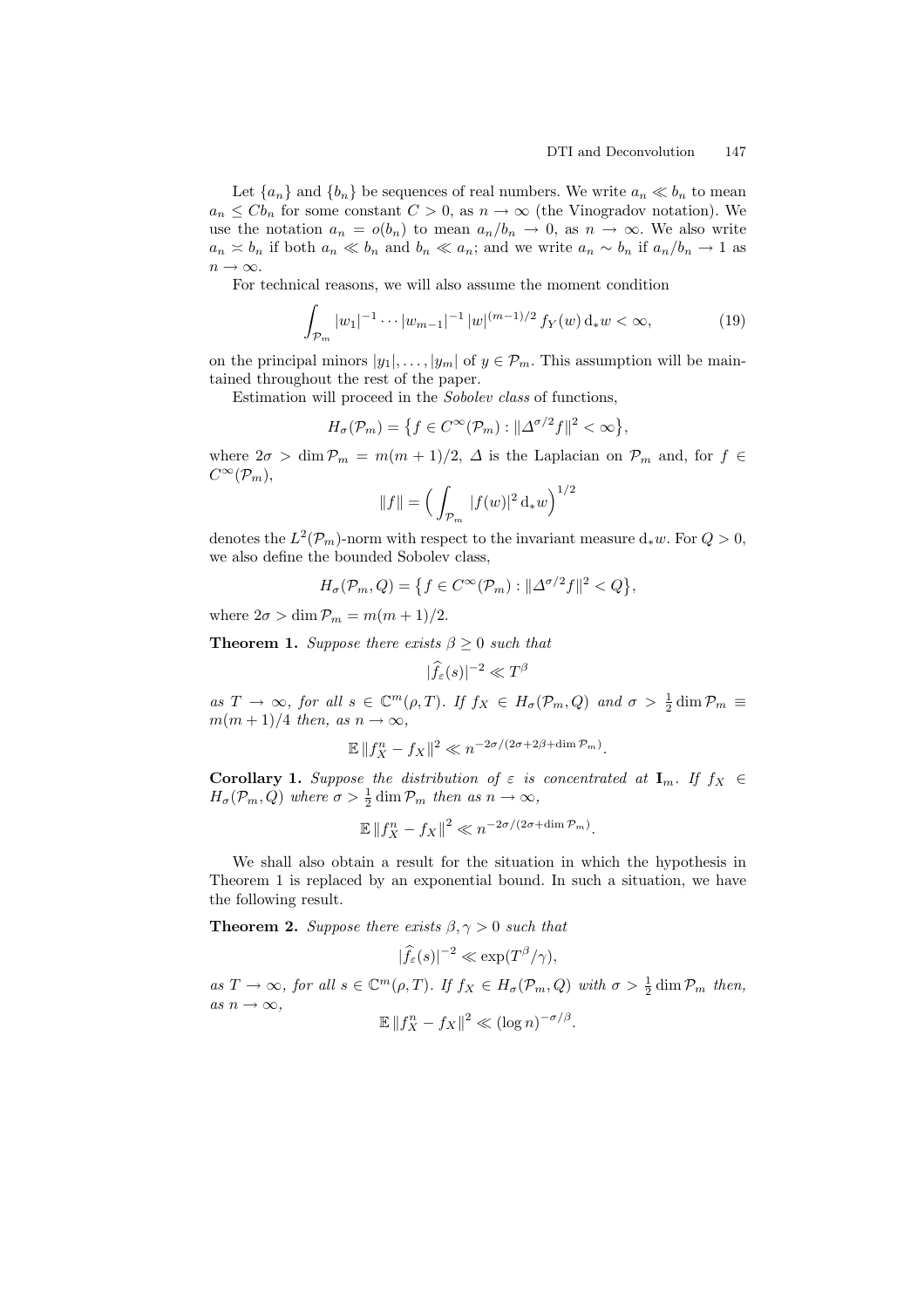Let $\{a_n\}$ and $\{b_n\}$ be sequences of real numbers. We write $a_n \ll b_n$ to mean $a_n \leq C b_n$ for some constant $C > 0$, as $n \to \infty$ (the Vinogradov notation). We use the notation $a_n = o(b_n)$ to mean $a_n/b_n \to 0$, as $n \to \infty$. We also write $a_n \asymp b_n$ if both $a_n \ll b_n$ and $b_n \ll a_n$; and we write $a_n \sim b_n$ if $a_n/b_n \to 1$ as $n \to \infty$.

For technical reasons, we will also assume the moment condition

$$\int_{\mathcal{P}_m} |w_1|^{-1} \cdots |w_{m-1}|^{-1} \, |w|^{(m-1)/2} \, f_Y(w) \, \mathrm{d}_* w < \infty, \tag{19}$$

on the principal minors $|y_1|, \ldots, |y_m|$ of $y \in \mathcal{P}_m$. This assumption will be maintained throughout the rest of the paper.

Estimation will proceed in the *Sobolev class* of functions,

$$H_\sigma(\mathcal{P}_m) = \left\{ f \in C^\infty(\mathcal{P}_m) : \|\Delta^{\sigma/2} f\|^2 < \infty \right\},$$

where $2\sigma > \dim \mathcal{P}_m = m(m+1)/2$, $\Delta$ is the Laplacian on $\mathcal{P}_m$ and, for $f \in C^\infty(\mathcal{P}_m)$,

$$\|f\| = \Big( \int_{\mathcal{P}_m} |f(w)|^2 \, \mathrm{d}_* w \Big)^{1/2}$$

denotes the $L^2(\mathcal{P}_m)$-norm with respect to the invariant measure $\mathrm{d}_* w$. For $Q > 0$, we also define the bounded Sobolev class,

$$H_\sigma(\mathcal{P}_m, Q) = \left\{ f \in C^\infty(\mathcal{P}_m) : \|\Delta^{\sigma/2} f\|^2 < Q \right\},$$

where $2\sigma > \dim \mathcal{P}_m = m(m+1)/2$.

**Theorem 1.** *Suppose there exists $\beta \geq 0$ such that*

$$|\widehat{f}_\varepsilon(s)|^{-2} \ll T^\beta$$

*as $T \to \infty$, for all $s \in \mathbb{C}^m(\rho, T)$. If $f_X \in H_\sigma(\mathcal{P}_m, Q)$ and $\sigma > \frac{1}{2} \dim \mathcal{P}_m \equiv m(m+1)/4$ then, as $n \to \infty$,*

$$\mathbb{E}\, \|f_X^n - f_X\|^2 \ll n^{-2\sigma/(2\sigma + 2\beta + \dim \mathcal{P}_m)}.$$

**Corollary 1.** *Suppose the distribution of $\varepsilon$ is concentrated at $\mathbf{I}_m$. If $f_X \in H_\sigma(\mathcal{P}_m, Q)$ where $\sigma > \frac{1}{2} \dim \mathcal{P}_m$ then as $n \to \infty$,*

$$\mathbb{E}\, \|f_X^n - f_X\|^2 \ll n^{-2\sigma/(2\sigma + \dim \mathcal{P}_m)}.$$

We shall also obtain a result for the situation in which the hypothesis in Theorem 1 is replaced by an exponential bound. In such a situation, we have the following result.

**Theorem 2.** *Suppose there exists $\beta, \gamma > 0$ such that*

$$|\widehat{f}_\varepsilon(s)|^{-2} \ll \exp(T^\beta/\gamma),$$

*as $T \to \infty$, for all $s \in \mathbb{C}^m(\rho, T)$. If $f_X \in H_\sigma(\mathcal{P}_m, Q)$ with $\sigma > \frac{1}{2} \dim \mathcal{P}_m$ then, as $n \to \infty$,*

$$\mathbb{E}\, \|f_X^n - f_X\|^2 \ll (\log n)^{-\sigma/\beta}.$$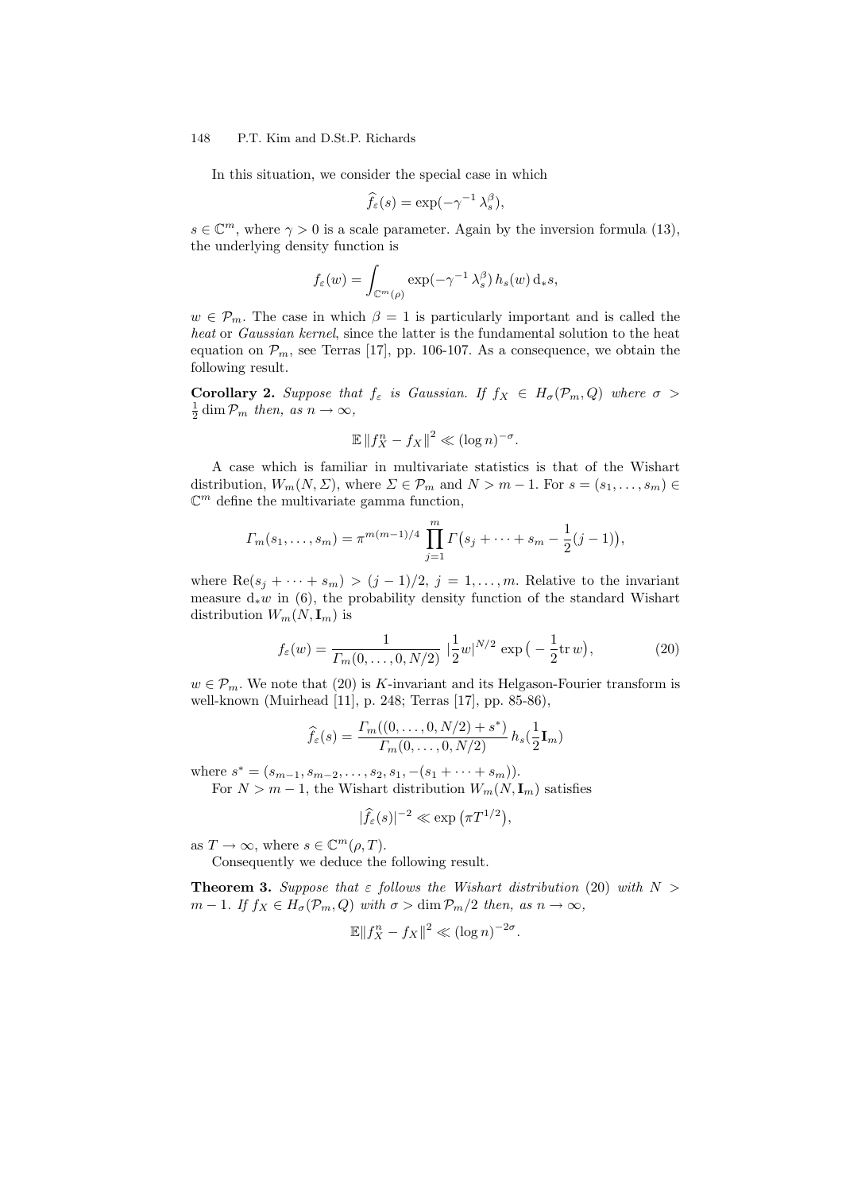In this situation, we consider the special case in which

$$\widehat{f}_\varepsilon(s) = \exp(-\gamma^{-1}\,\lambda_s^\beta),$$

$s \in \mathbb{C}^m$, where $\gamma > 0$ is a scale parameter. Again by the inversion formula (13), the underlying density function is

$$f_\varepsilon(w) = \int_{\mathbb{C}^m(\rho)} \exp(-\gamma^{-1}\,\lambda_s^\beta)\, h_s(w)\, \mathrm{d}_* s,$$

$w \in \mathcal{P}_m$. The case in which $\beta = 1$ is particularly important and is called the *heat* or *Gaussian kernel*, since the latter is the fundamental solution to the heat equation on $\mathcal{P}_m$, see Terras [17], pp. 106-107. As a consequence, we obtain the following result.

**Corollary 2.** *Suppose that $f_\varepsilon$ is Gaussian. If $f_X \in H_\sigma(\mathcal{P}_m, Q)$ where $\sigma > \frac{1}{2}\dim \mathcal{P}_m$ then, as $n \to \infty$,*

$$\mathbb{E}\,\|f_X^n - f_X\|^2 \ll (\log n)^{-\sigma}.$$

A case which is familiar in multivariate statistics is that of the Wishart distribution, $W_m(N, \Sigma)$, where $\Sigma \in \mathcal{P}_m$ and $N > m - 1$. For $s = (s_1, \ldots, s_m) \in \mathbb{C}^m$ define the multivariate gamma function,

$$\Gamma_m(s_1, \ldots, s_m) = \pi^{m(m-1)/4} \prod_{j=1}^{m} \Gamma\big(s_j + \cdots + s_m - \frac{1}{2}(j-1)\big),$$

where $\mathrm{Re}(s_j + \cdots + s_m) > (j-1)/2$, $j = 1, \ldots, m$. Relative to the invariant measure $\mathrm{d}_* w$ in (6), the probability density function of the standard Wishart distribution $W_m(N, \mathbf{I}_m)$ is

$$f_\varepsilon(w) = \frac{1}{\Gamma_m(0, \ldots, 0, N/2)}\, |\frac{1}{2}w|^{N/2} \exp\big(-\frac{1}{2}\mathrm{tr}\, w\big), \tag{20}$$

$w \in \mathcal{P}_m$. We note that (20) is $K$-invariant and its Helgason-Fourier transform is well-known (Muirhead [11], p. 248; Terras [17], pp. 85-86),

$$\widehat{f}_\varepsilon(s) = \frac{\Gamma_m((0, \ldots, 0, N/2) + s^*)}{\Gamma_m(0, \ldots, 0, N/2)}\, h_s(\frac{1}{2}\mathbf{I}_m)$$

where $s^* = (s_{m-1}, s_{m-2}, \ldots, s_2, s_1, -(s_1 + \cdots + s_m))$.

For $N > m - 1$, the Wishart distribution $W_m(N, \mathbf{I}_m)$ satisfies

$$|\widehat{f}_\varepsilon(s)|^{-2} \ll \exp\big(\pi T^{1/2}\big),$$

as $T \to \infty$, where $s \in \mathbb{C}^m(\rho, T)$.

Consequently we deduce the following result.

**Theorem 3.** *Suppose that $\varepsilon$ follows the Wishart distribution (20) with $N > m - 1$. If $f_X \in H_\sigma(\mathcal{P}_m, Q)$ with $\sigma > \dim \mathcal{P}_m/2$ then, as $n \to \infty$,*

$$\mathbb{E}\|f_X^n - f_X\|^2 \ll (\log n)^{-2\sigma}.$$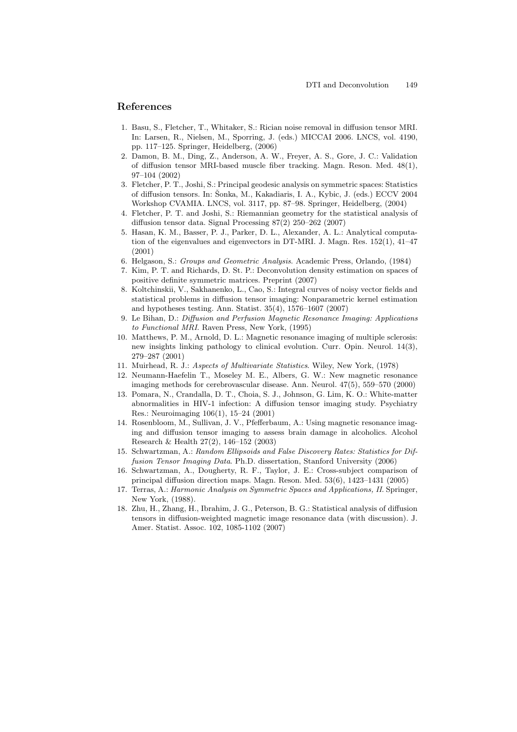## References

1. Basu, S., Fletcher, T., Whitaker, S.: Rician noise removal in diffusion tensor MRI. In: Larsen, R., Nielsen, M., Sporring, J. (eds.) MICCAI 2006. LNCS, vol. 4190, pp. 117–125. Springer, Heidelberg, (2006)
2. Damon, B. M., Ding, Z., Anderson, A. W., Freyer, A. S., Gore, J. C.: Validation of diffusion tensor MRI-based muscle fiber tracking. Magn. Reson. Med. 48(1), 97–104 (2002)
3. Fletcher, P. T., Joshi, S.: Principal geodesic analysis on symmetric spaces: Statistics of diffusion tensors. In: Šonka, M., Kakadiaris, I. A., Kybic, J. (eds.) ECCV 2004 Workshop CVAMIA. LNCS, vol. 3117, pp. 87–98. Springer, Heidelberg, (2004)
4. Fletcher, P. T. and Joshi, S.: Riemannian geometry for the statistical analysis of diffusion tensor data. Signal Processing 87(2) 250–262 (2007)
5. Hasan, K. M., Basser, P. J., Parker, D. L., Alexander, A. L.: Analytical computation of the eigenvalues and eigenvectors in DT-MRI. J. Magn. Res. 152(1), 41–47 (2001)
6. Helgason, S.: *Groups and Geometric Analysis*. Academic Press, Orlando, (1984)
7. Kim, P. T. and Richards, D. St. P.: Deconvolution density estimation on spaces of positive definite symmetric matrices. Preprint (2007)
8. Koltchinskii, V., Sakhanenko, L., Cao, S.: Integral curves of noisy vector fields and statistical problems in diffusion tensor imaging: Nonparametric kernel estimation and hypotheses testing. Ann. Statist. 35(4), 1576–1607 (2007)
9. Le Bihan, D.: *Diffusion and Perfusion Magnetic Resonance Imaging: Applications to Functional MRI*. Raven Press, New York, (1995)
10. Matthews, P. M., Arnold, D. L.: Magnetic resonance imaging of multiple sclerosis: new insights linking pathology to clinical evolution. Curr. Opin. Neurol. 14(3), 279–287 (2001)
11. Muirhead, R. J.: *Aspects of Multivariate Statistics*. Wiley, New York, (1978)
12. Neumann-Haefelin T., Moseley M. E., Albers, G. W.: New magnetic resonance imaging methods for cerebrovascular disease. Ann. Neurol. 47(5), 559–570 (2000)
13. Pomara, N., Crandalla, D. T., Choia, S. J., Johnson, G. Lim, K. O.: White-matter abnormalities in HIV-1 infection: A diffusion tensor imaging study. Psychiatry Res.: Neuroimaging 106(1), 15–24 (2001)
14. Rosenbloom, M., Sullivan, J. V., Pfefferbaum, A.: Using magnetic resonance imaging and diffusion tensor imaging to assess brain damage in alcoholics. Alcohol Research & Health 27(2), 146–152 (2003)
15. Schwartzman, A.: *Random Ellipsoids and False Discovery Rates: Statistics for Diffusion Tensor Imaging Data*. Ph.D. dissertation, Stanford University (2006)
16. Schwartzman, A., Dougherty, R. F., Taylor, J. E.: Cross-subject comparison of principal diffusion direction maps. Magn. Reson. Med. 53(6), 1423–1431 (2005)
17. Terras, A.: *Harmonic Analysis on Symmetric Spaces and Applications, II*. Springer, New York, (1988).
18. Zhu, H., Zhang, H., Ibrahim, J. G., Peterson, B. G.: Statistical analysis of diffusion tensors in diffusion-weighted magnetic image resonance data (with discussion). J. Amer. Statist. Assoc. 102, 1085-1102 (2007)